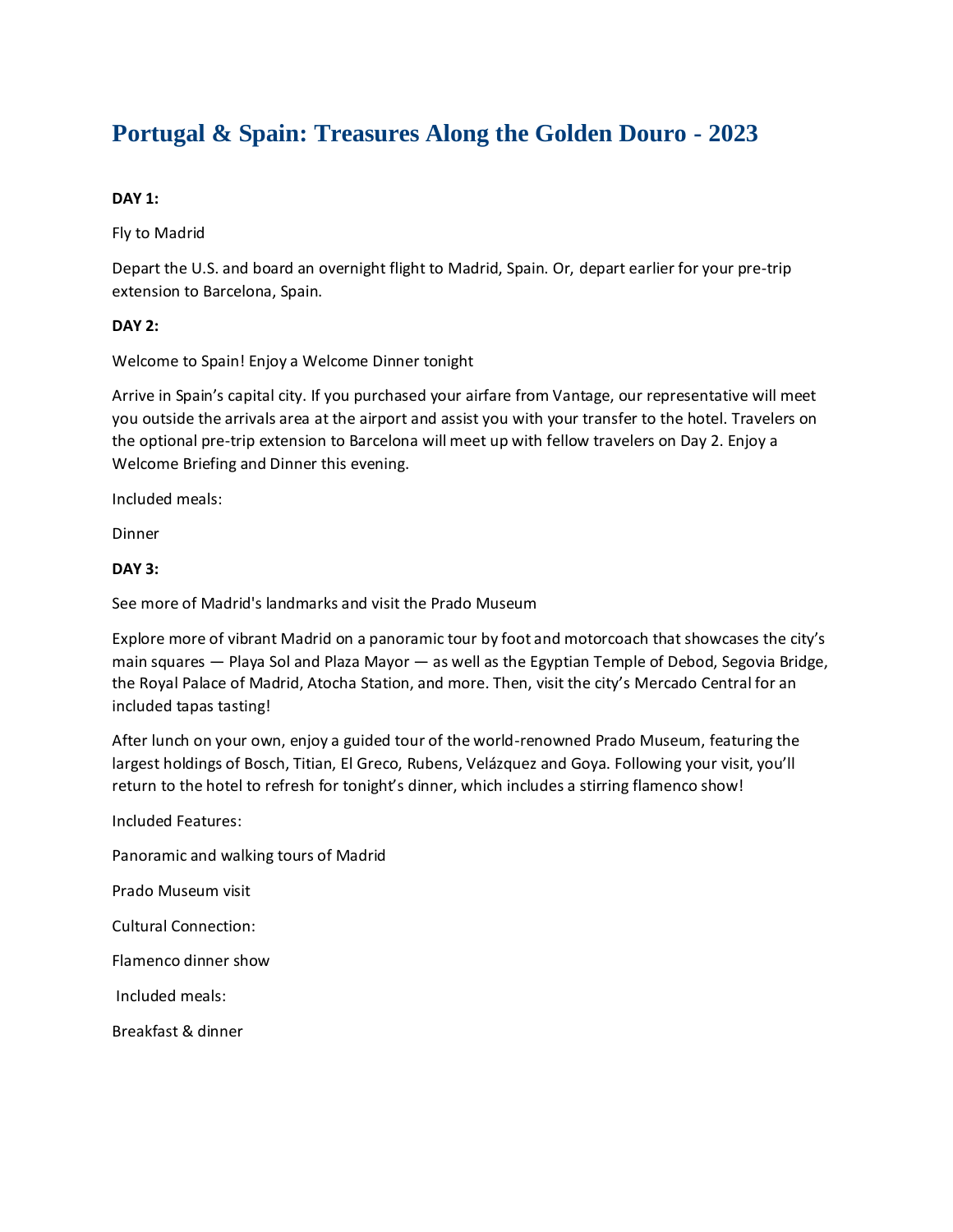# Portugal & Spain: Treasures Along the Golden Douro - 2023

**DAY 1:**

Fly to Madrid

Depart the U.S. and board an overnight flight to Madrid, Spain. Or, depart earlier for your pre-trip extension to Barcelona, Spain.

**DAY 2:**

Welcome to Spain! Enjoy a Welcome Dinner tonight

Arrive in Spain's capital city. If you purchased your airfare from Vantage, our representative will meet you outside the arrivals area at the airport and assist you with your transfer to the hotel. Travelers on the optional pre-trip extension to Barcelona will meet up with fellow travelers on Day 2. Enjoy a Welcome Briefing and Dinner this evening.

Included meals:

Dinner

**DAY 3:**

See more of Madrid's landmarks and visit the Prado Museum

Explore more of vibrant Madrid on a panoramic tour by foot and motorcoach that showcases the city's main squares — Playa Sol and Plaza Mayor — as well as the Egyptian Temple of Debod, Segovia Bridge, the Royal Palace of Madrid, Atocha Station, and more. Then, visit the city's Mercado Central for an included tapas tasting!

After lunch on your own, enjoy a guided tour of the world-renowned Prado Museum, featuring the largest holdings of Bosch, Titian, El Greco, Rubens, Velázquez and Goya. Following your visit, you'll return to the hotel to refresh for tonight's dinner, which includes a stirring flamenco show!

Included Features:

Panoramic and walking tours of Madrid

Prado Museum visit

Cultural Connection:

Flamenco dinner show

Included meals:

Breakfast & dinner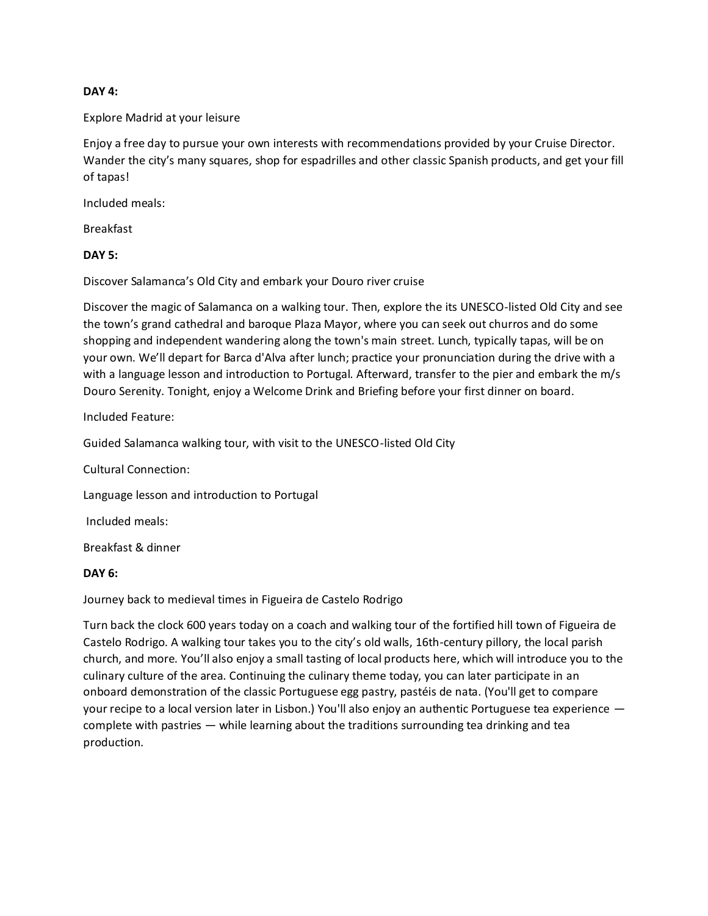**DAY 4:**

Explore Madrid at your leisure

Enjoy a free day to pursue your own interests with recommendations provided by your Cruise Director. Wander the city's many squares, shop for espadrilles and other classic Spanish products, and get your fill of tapas!

Included meals:

Breakfast

**DAY 5:**

Discover Salamanca's Old City and embark your Douro river cruise

Discover the magic of Salamanca on a walking tour. Then, explore the its UNESCO-listed Old City and see the town's grand cathedral and baroque Plaza Mayor, where you can seek out churros and do some shopping and independent wandering along the town's main street. Lunch, typically tapas, will be on your own. We'll depart for Barca d'Alva after lunch; practice your pronunciation during the drive with a with a language lesson and introduction to Portugal. Afterward, transfer to the pier and embark the m/s Douro Serenity. Tonight, enjoy a Welcome Drink and Briefing before your first dinner on board.

Included Feature:

Guided Salamanca walking tour, with visit to the UNESCO-listed Old City

Cultural Connection:

Language lesson and introduction to Portugal

Included meals:

Breakfast & dinner

**DAY 6:**

Journey back to medieval times in Figueira de Castelo Rodrigo

Turn back the clock 600 years today on a coach and walking tour of the fortified hill town of Figueira de Castelo Rodrigo. A walking tour takes you to the city's old walls, 16th-century pillory, the local parish church, and more. You'll also enjoy a small tasting of local products here, which will introduce you to the culinary culture of the area. Continuing the culinary theme today, you can later participate in an onboard demonstration of the classic Portuguese egg pastry, pastéis de nata. (You'll get to compare your recipe to a local version later in Lisbon.) You'll also enjoy an authentic Portuguese tea experience — complete with pastries — while learning about the traditions surrounding tea drinking and tea production.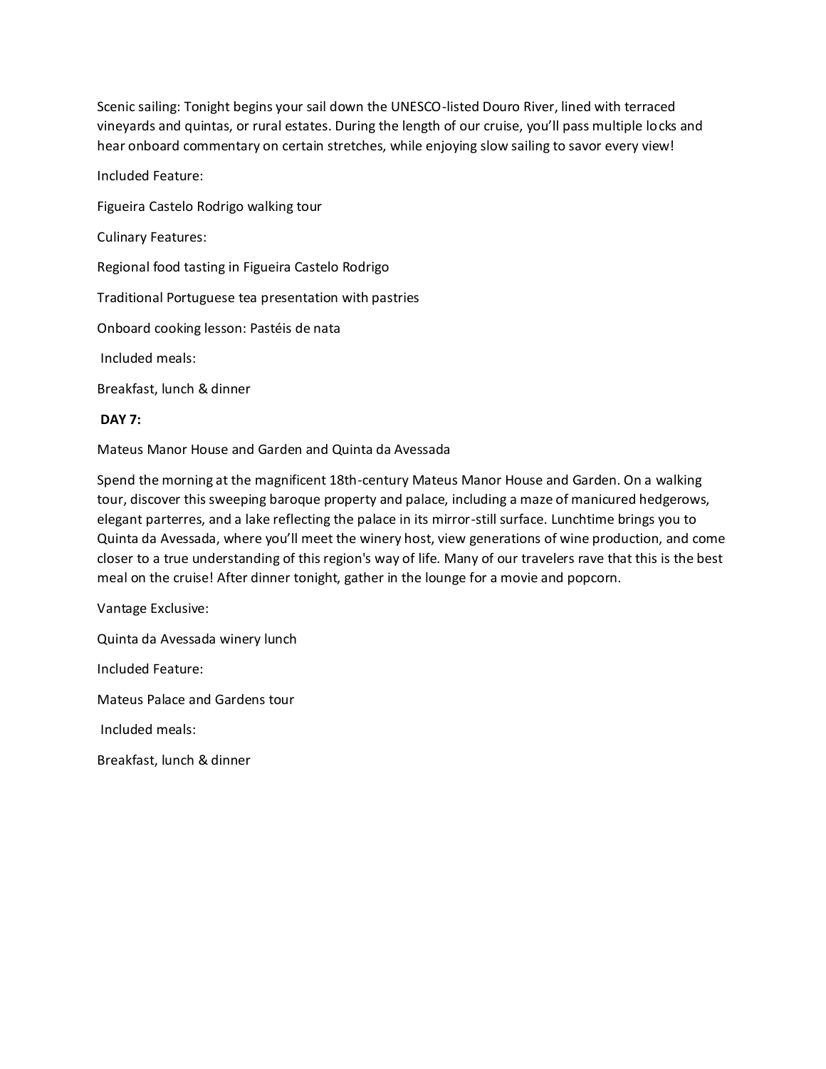Scenic sailing: Tonight begins your sail down the UNESCO-listed Douro River, lined with terraced vineyards and quintas, or rural estates. During the length of our cruise, you'll pass multiple locks and hear onboard commentary on certain stretches, while enjoying slow sailing to savor every view!

Included Feature:

Figueira Castelo Rodrigo walking tour

Culinary Features:

Regional food tasting in Figueira Castelo Rodrigo

Traditional Portuguese tea presentation with pastries

Onboard cooking lesson: Pastéis de nata

Included meals:

Breakfast, lunch & dinner

**DAY 7:**

Mateus Manor House and Garden and Quinta da Avessada

Spend the morning at the magnificent 18th-century Mateus Manor House and Garden. On a walking tour, discover this sweeping baroque property and palace, including a maze of manicured hedgerows, elegant parterres, and a lake reflecting the palace in its mirror-still surface. Lunchtime brings you to Quinta da Avessada, where you'll meet the winery host, view generations of wine production, and come closer to a true understanding of this region's way of life. Many of our travelers rave that this is the best meal on the cruise! After dinner tonight, gather in the lounge for a movie and popcorn.

Vantage Exclusive:

Quinta da Avessada winery lunch

Included Feature:

Mateus Palace and Gardens tour

Included meals:

Breakfast, lunch & dinner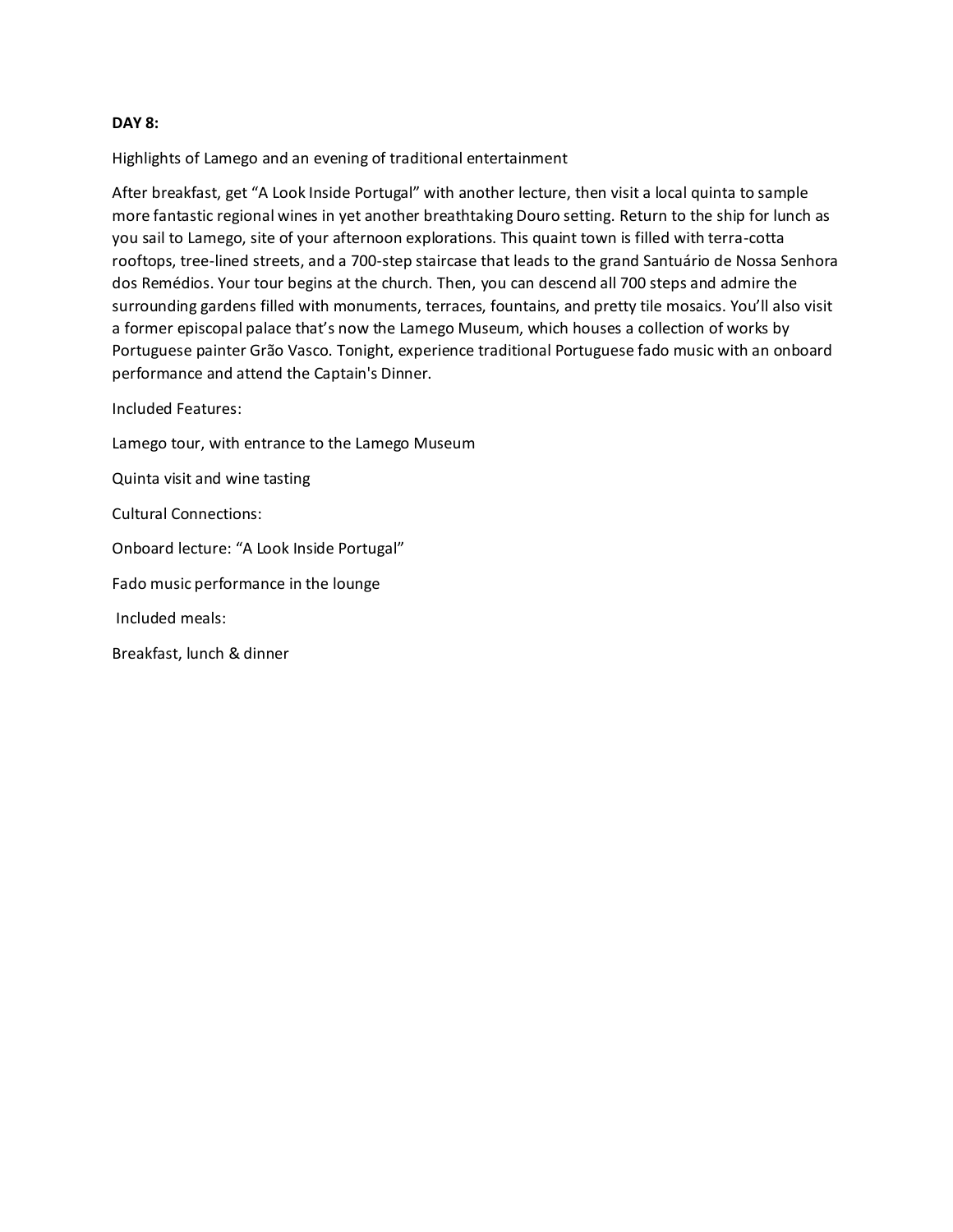**DAY 8:**

Highlights of Lamego and an evening of traditional entertainment

After breakfast, get “A Look Inside Portugal” with another lecture, then visit a local quinta to sample more fantastic regional wines in yet another breathtaking Douro setting. Return to the ship for lunch as you sail to Lamego, site of your afternoon explorations. This quaint town is filled with terra-cotta rooftops, tree-lined streets, and a 700-step staircase that leads to the grand Santuário de Nossa Senhora dos Remédios. Your tour begins at the church. Then, you can descend all 700 steps and admire the surrounding gardens filled with monuments, terraces, fountains, and pretty tile mosaics. You’ll also visit a former episcopal palace that’s now the Lamego Museum, which houses a collection of works by Portuguese painter Grão Vasco. Tonight, experience traditional Portuguese fado music with an onboard performance and attend the Captain's Dinner.

Included Features:

Lamego tour, with entrance to the Lamego Museum

Quinta visit and wine tasting

Cultural Connections:

Onboard lecture: “A Look Inside Portugal”

Fado music performance in the lounge

Included meals:

Breakfast, lunch & dinner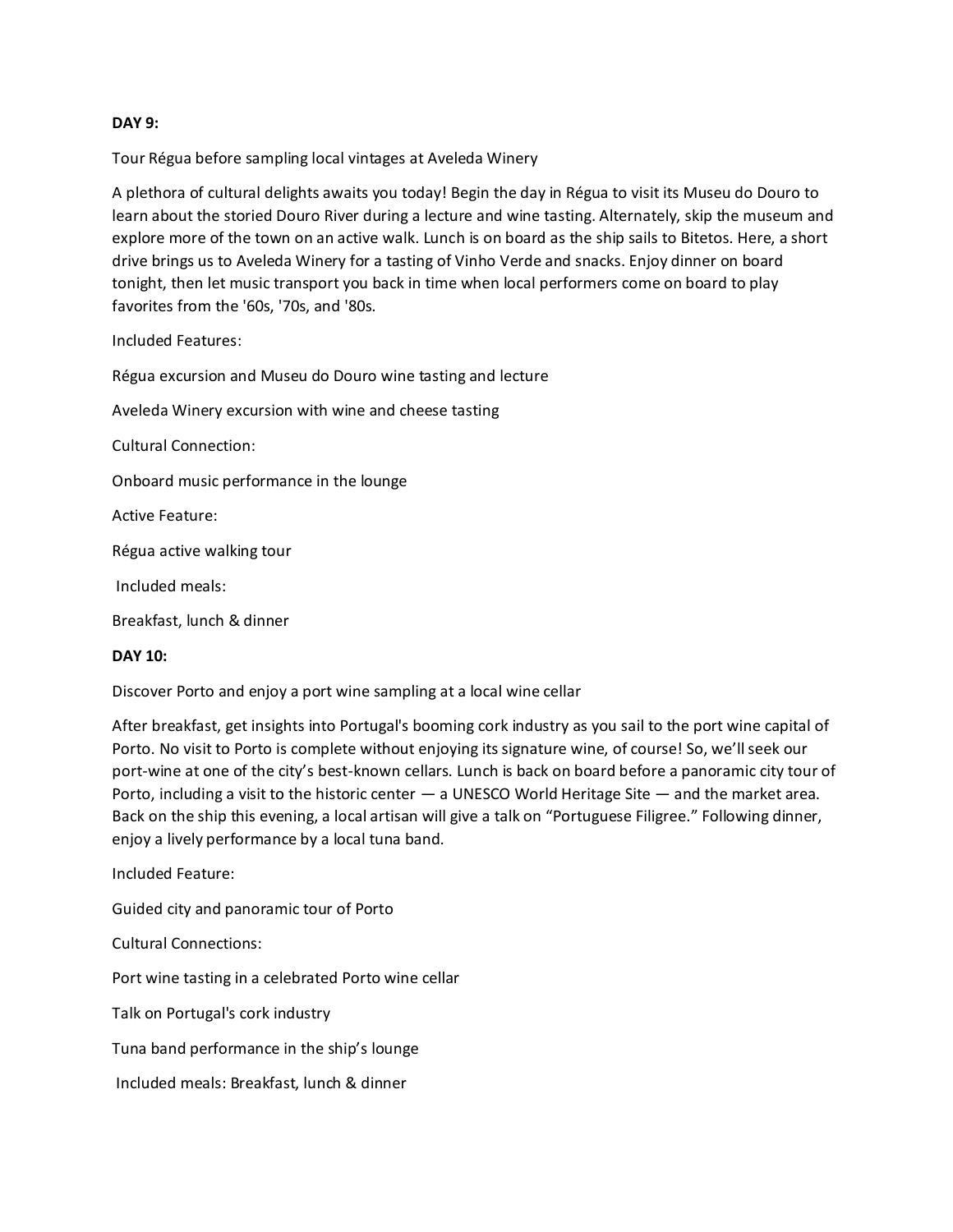**DAY 9:**

Tour Régua before sampling local vintages at Aveleda Winery

A plethora of cultural delights awaits you today! Begin the day in Régua to visit its Museu do Douro to learn about the storied Douro River during a lecture and wine tasting. Alternately, skip the museum and explore more of the town on an active walk. Lunch is on board as the ship sails to Bitetos. Here, a short drive brings us to Aveleda Winery for a tasting of Vinho Verde and snacks. Enjoy dinner on board tonight, then let music transport you back in time when local performers come on board to play favorites from the '60s, '70s, and '80s.

Included Features:

Régua excursion and Museu do Douro wine tasting and lecture

Aveleda Winery excursion with wine and cheese tasting

Cultural Connection:

Onboard music performance in the lounge

Active Feature:

Régua active walking tour

Included meals:

Breakfast, lunch & dinner

**DAY 10:**

Discover Porto and enjoy a port wine sampling at a local wine cellar

After breakfast, get insights into Portugal's booming cork industry as you sail to the port wine capital of Porto. No visit to Porto is complete without enjoying its signature wine, of course! So, we'll seek our port-wine at one of the city's best-known cellars. Lunch is back on board before a panoramic city tour of Porto, including a visit to the historic center — a UNESCO World Heritage Site — and the market area. Back on the ship this evening, a local artisan will give a talk on "Portuguese Filigree." Following dinner, enjoy a lively performance by a local tuna band.

Included Feature:

Guided city and panoramic tour of Porto

Cultural Connections:

Port wine tasting in a celebrated Porto wine cellar

Talk on Portugal's cork industry

Tuna band performance in the ship's lounge

Included meals: Breakfast, lunch & dinner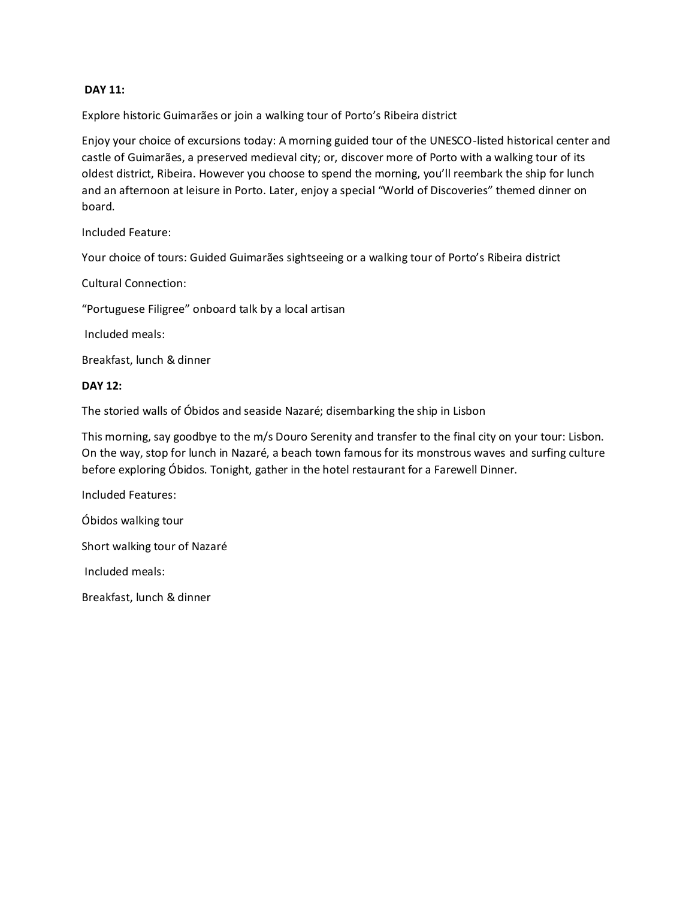**DAY 11:**

Explore historic Guimarães or join a walking tour of Porto's Ribeira district

Enjoy your choice of excursions today: A morning guided tour of the UNESCO-listed historical center and castle of Guimarães, a preserved medieval city; or, discover more of Porto with a walking tour of its oldest district, Ribeira. However you choose to spend the morning, you'll reembark the ship for lunch and an afternoon at leisure in Porto. Later, enjoy a special "World of Discoveries" themed dinner on board.

Included Feature:

Your choice of tours: Guided Guimarães sightseeing or a walking tour of Porto's Ribeira district

Cultural Connection:

"Portuguese Filigree" onboard talk by a local artisan

Included meals:

Breakfast, lunch & dinner

**DAY 12:**

The storied walls of Óbidos and seaside Nazaré; disembarking the ship in Lisbon

This morning, say goodbye to the m/s Douro Serenity and transfer to the final city on your tour: Lisbon. On the way, stop for lunch in Nazaré, a beach town famous for its monstrous waves and surfing culture before exploring Óbidos. Tonight, gather in the hotel restaurant for a Farewell Dinner.

Included Features:

Óbidos walking tour

Short walking tour of Nazaré

Included meals:

Breakfast, lunch & dinner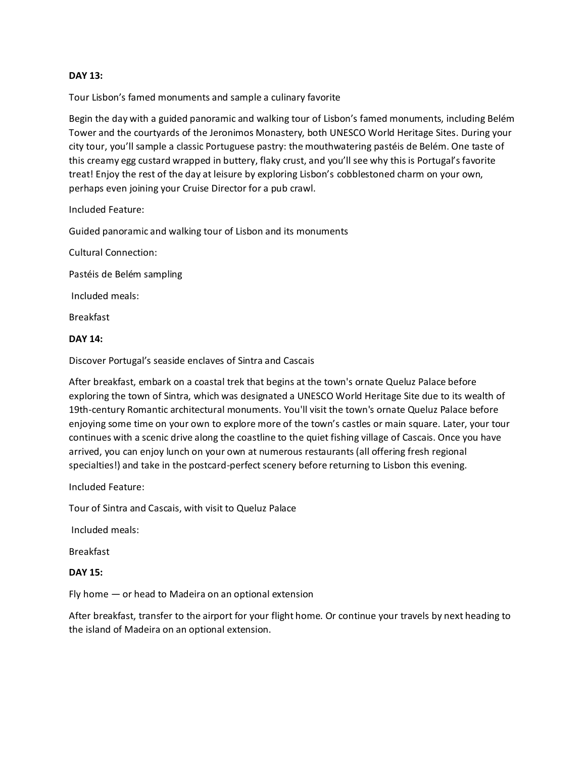**DAY 13:**

Tour Lisbon's famed monuments and sample a culinary favorite

Begin the day with a guided panoramic and walking tour of Lisbon's famed monuments, including Belém Tower and the courtyards of the Jeronimos Monastery, both UNESCO World Heritage Sites. During your city tour, you'll sample a classic Portuguese pastry: the mouthwatering pastéis de Belém. One taste of this creamy egg custard wrapped in buttery, flaky crust, and you'll see why this is Portugal's favorite treat! Enjoy the rest of the day at leisure by exploring Lisbon's cobblestoned charm on your own, perhaps even joining your Cruise Director for a pub crawl.

Included Feature:

Guided panoramic and walking tour of Lisbon and its monuments

Cultural Connection:

Pastéis de Belém sampling

Included meals:

Breakfast

**DAY 14:**

Discover Portugal's seaside enclaves of Sintra and Cascais

After breakfast, embark on a coastal trek that begins at the town's ornate Queluz Palace before exploring the town of Sintra, which was designated a UNESCO World Heritage Site due to its wealth of 19th-century Romantic architectural monuments. You'll visit the town's ornate Queluz Palace before enjoying some time on your own to explore more of the town's castles or main square. Later, your tour continues with a scenic drive along the coastline to the quiet fishing village of Cascais. Once you have arrived, you can enjoy lunch on your own at numerous restaurants (all offering fresh regional specialties!) and take in the postcard-perfect scenery before returning to Lisbon this evening.

Included Feature:

Tour of Sintra and Cascais, with visit to Queluz Palace

Included meals:

Breakfast

**DAY 15:**

Fly home — or head to Madeira on an optional extension

After breakfast, transfer to the airport for your flight home. Or continue your travels by next heading to the island of Madeira on an optional extension.